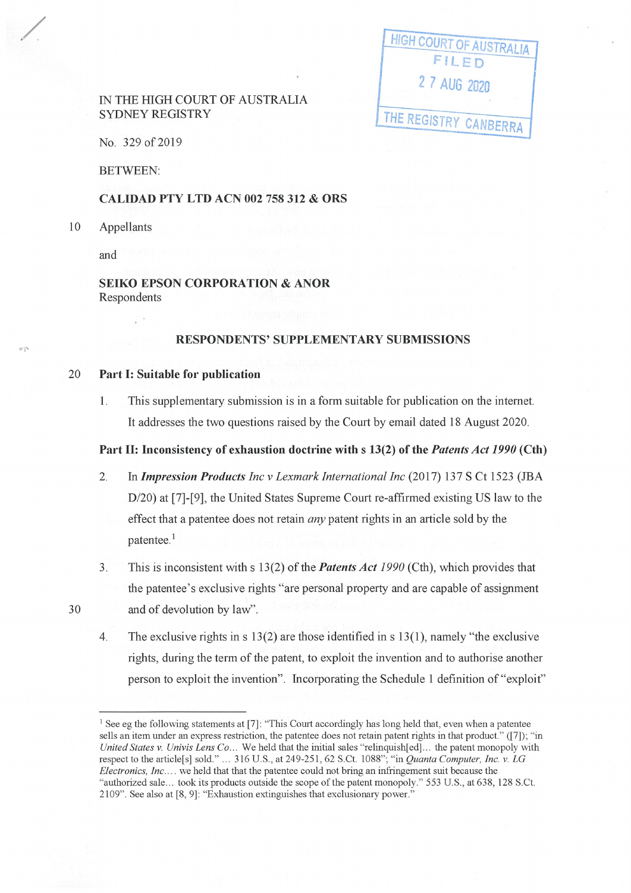IN THE HIGH COURT OF AUSTRALIA
SYDNEY REGISTRY

HIGH COURT OF AUSTRALIA
FILED
27 AUG 2020
THE REGISTRY CANBERRA

No. 329 of 2019

BETWEEN:

**CALIDAD PTY LTD ACN 002 758 312 & ORS**

Appellants

and

**SEIKO EPSON CORPORATION & ANOR**
Respondents

## RESPONDENTS' SUPPLEMENTARY SUBMISSIONS

### Part I: Suitable for publication

1. This supplementary submission is in a form suitable for publication on the internet. It addresses the two questions raised by the Court by email dated 18 August 2020.

### Part II: Inconsistency of exhaustion doctrine with s 13(2) of the *Patents Act 1990* (Cth)

2. In ***Impression Products*** *Inc v Lexmark International Inc* (2017) 137 S Ct 1523 (JBA D/20) at [7]-[9], the United States Supreme Court re-affirmed existing US law to the effect that a patentee does not retain *any* patent rights in an article sold by the patentee.[1]

3. This is inconsistent with s 13(2) of the ***Patents Act*** *1990* (Cth), which provides that the patentee's exclusive rights "are personal property and are capable of assignment and of devolution by law".

4. The exclusive rights in s 13(2) are those identified in s 13(1), namely "the exclusive rights, during the term of the patent, to exploit the invention and to authorise another person to exploit the invention". Incorporating the Schedule 1 definition of "exploit"

---

[1] See eg the following statements at [7]: "This Court accordingly has long held that, even when a patentee sells an item under an express restriction, the patentee does not retain patent rights in that product." ([7]); "in *United States v. Univis Lens Co*… We held that the initial sales "relinquish[ed]… the patent monopoly with respect to the article[s] sold." … 316 U.S., at 249-251, 62 S.Ct. 1088"; "in *Quanta Computer, Inc. v. LG Electronics, Inc*.… we held that that the patentee could not bring an infringement suit because the "authorized sale… took its products outside the scope of the patent monopoly." 553 U.S., at 638, 128 S.Ct. 2109". See also at [8, 9]: "Exhaustion extinguishes that exclusionary power."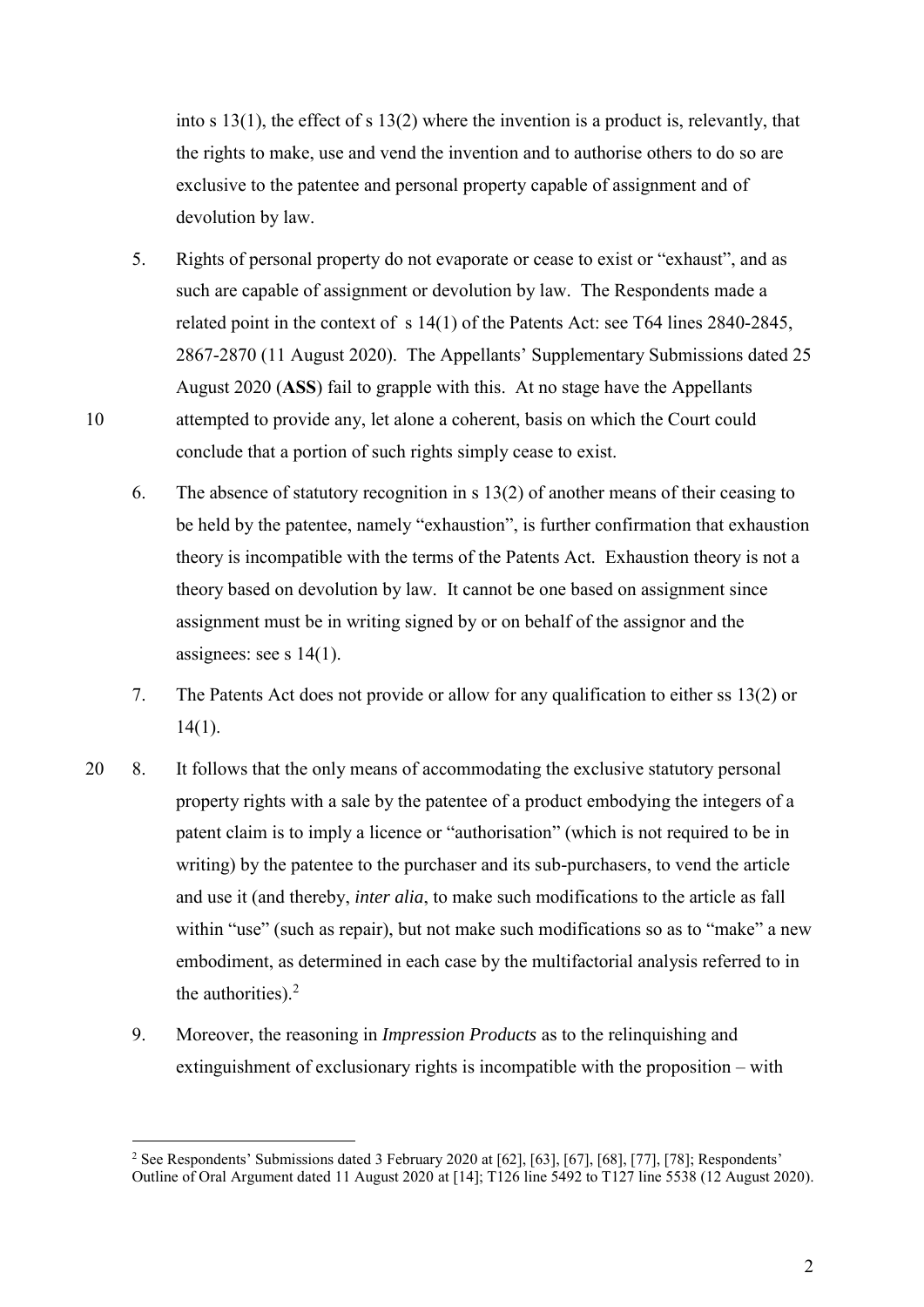into s 13(1), the effect of s 13(2) where the invention is a product is, relevantly, that the rights to make, use and vend the invention and to authorise others to do so are exclusive to the patentee and personal property capable of assignment and of devolution by law.

5. Rights of personal property do not evaporate or cease to exist or "exhaust", and as such are capable of assignment or devolution by law. The Respondents made a related point in the context of s 14(1) of the Patents Act: see T64 lines 2840-2845, 2867-2870 (11 August 2020). The Appellants' Supplementary Submissions dated 25 August 2020 (**ASS**) fail to grapple with this. At no stage have the Appellants attempted to provide any, let alone a coherent, basis on which the Court could conclude that a portion of such rights simply cease to exist.

6. The absence of statutory recognition in s 13(2) of another means of their ceasing to be held by the patentee, namely "exhaustion", is further confirmation that exhaustion theory is incompatible with the terms of the Patents Act. Exhaustion theory is not a theory based on devolution by law. It cannot be one based on assignment since assignment must be in writing signed by or on behalf of the assignor and the assignees: see s 14(1).

7. The Patents Act does not provide or allow for any qualification to either ss 13(2) or 14(1).

8. It follows that the only means of accommodating the exclusive statutory personal property rights with a sale by the patentee of a product embodying the integers of a patent claim is to imply a licence or "authorisation" (which is not required to be in writing) by the patentee to the purchaser and its sub-purchasers, to vend the article and use it (and thereby, *inter alia*, to make such modifications to the article as fall within "use" (such as repair), but not make such modifications so as to "make" a new embodiment, as determined in each case by the multifactorial analysis referred to in the authorities).[2]

9. Moreover, the reasoning in *Impression Products* as to the relinquishing and extinguishment of exclusionary rights is incompatible with the proposition – with

[2] See Respondents' Submissions dated 3 February 2020 at [62], [63], [67], [68], [77], [78]; Respondents' Outline of Oral Argument dated 11 August 2020 at [14]; T126 line 5492 to T127 line 5538 (12 August 2020).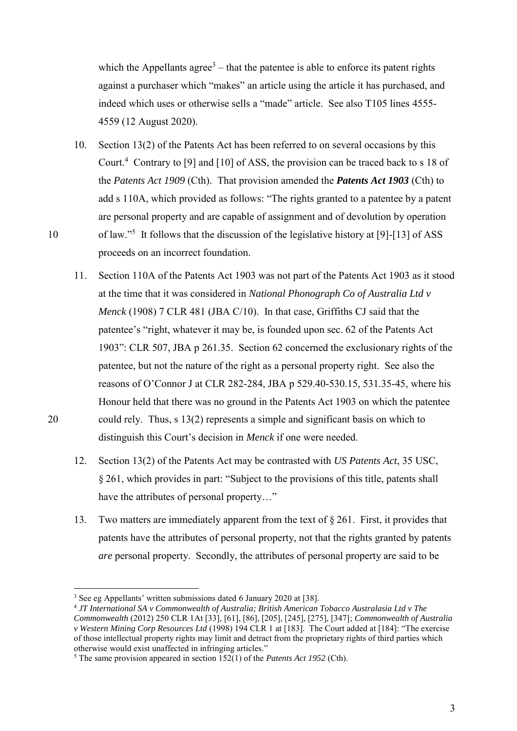which the Appellants agree[3] – that the patentee is able to enforce its patent rights against a purchaser which "makes" an article using the article it has purchased, and indeed which uses or otherwise sells a "made" article. See also T105 lines 4555-4559 (12 August 2020).

10. Section 13(2) of the Patents Act has been referred to on several occasions by this Court.[4] Contrary to [9] and [10] of ASS, the provision can be traced back to s 18 of the *Patents Act 1909* (Cth). That provision amended the ***Patents Act 1903*** (Cth) to add s 110A, which provided as follows: "The rights granted to a patentee by a patent are personal property and are capable of assignment and of devolution by operation of law."[5] It follows that the discussion of the legislative history at [9]-[13] of ASS proceeds on an incorrect foundation.

11. Section 110A of the Patents Act 1903 was not part of the Patents Act 1903 as it stood at the time that it was considered in *National Phonograph Co of Australia Ltd v Menck* (1908) 7 CLR 481 (JBA C/10). In that case, Griffiths CJ said that the patentee's "right, whatever it may be, is founded upon sec. 62 of the Patents Act 1903": CLR 507, JBA p 261.35. Section 62 concerned the exclusionary rights of the patentee, but not the nature of the right as a personal property right. See also the reasons of O'Connor J at CLR 282-284, JBA p 529.40-530.15, 531.35-45, where his Honour held that there was no ground in the Patents Act 1903 on which the patentee could rely. Thus, s 13(2) represents a simple and significant basis on which to distinguish this Court's decision in *Menck* if one were needed.

12. Section 13(2) of the Patents Act may be contrasted with *US Patents Act*, 35 USC, § 261, which provides in part: "Subject to the provisions of this title, patents shall have the attributes of personal property…"

13. Two matters are immediately apparent from the text of § 261. First, it provides that patents have the attributes of personal property, not that the rights granted by patents *are* personal property. Secondly, the attributes of personal property are said to be

---

[3] See eg Appellants' written submissions dated 6 January 2020 at [38].

[4] *JT International SA v Commonwealth of Australia; British American Tobacco Australasia Ltd v The Commonwealth* (2012) 250 CLR 1At [33], [61], [86], [205], [245], [275], [347]; *Commonwealth of Australia v Western Mining Corp Resources Ltd* (1998) 194 CLR 1 at [183]. The Court added at [184]: "The exercise of those intellectual property rights may limit and detract from the proprietary rights of third parties which otherwise would exist unaffected in infringing articles."

[5] The same provision appeared in section 152(1) of the *Patents Act 1952* (Cth).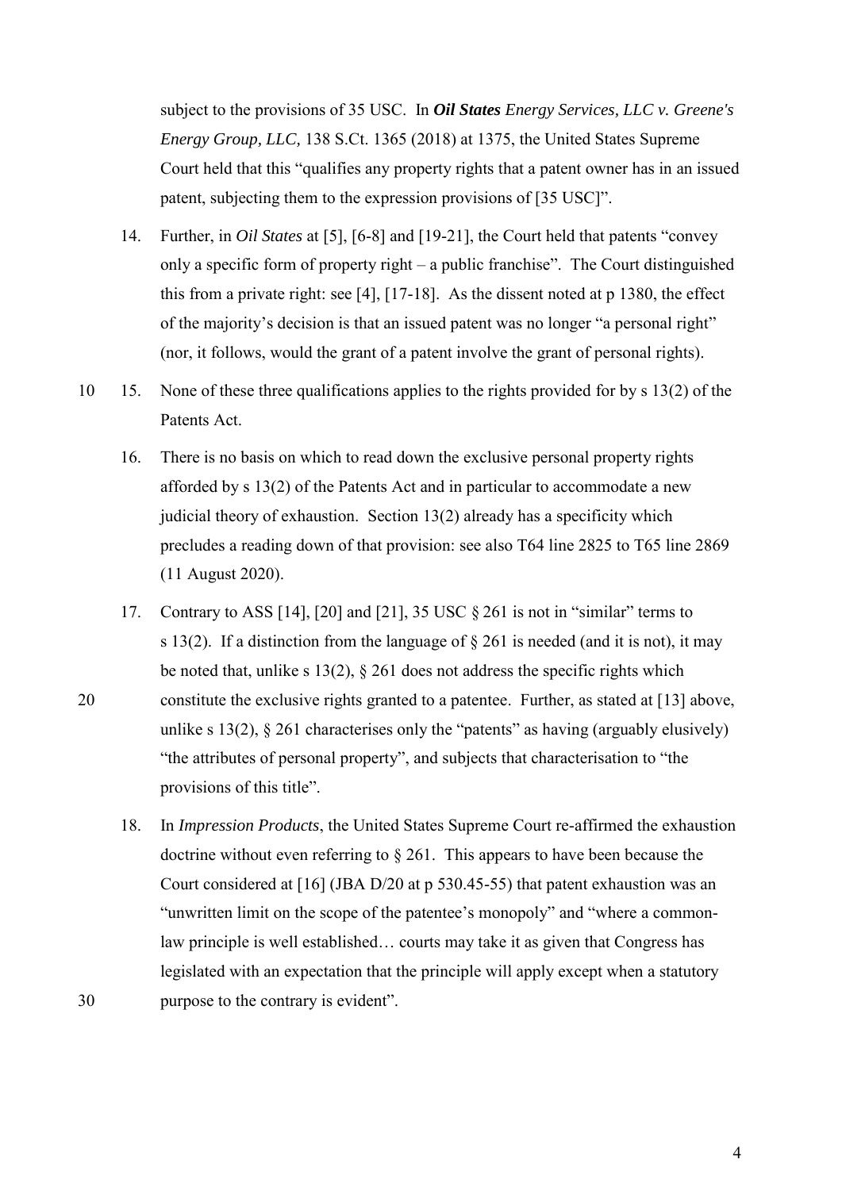subject to the provisions of 35 USC. In ***Oil States** Energy Services, LLC v. Greene's Energy Group, LLC,* 138 S.Ct. 1365 (2018) at 1375, the United States Supreme Court held that this "qualifies any property rights that a patent owner has in an issued patent, subjecting them to the expression provisions of [35 USC]".

14. Further, in *Oil States* at [5], [6-8] and [19-21], the Court held that patents "convey only a specific form of property right – a public franchise". The Court distinguished this from a private right: see [4], [17-18]. As the dissent noted at p 1380, the effect of the majority's decision is that an issued patent was no longer "a personal right" (nor, it follows, would the grant of a patent involve the grant of personal rights).

15. None of these three qualifications applies to the rights provided for by s 13(2) of the Patents Act.

16. There is no basis on which to read down the exclusive personal property rights afforded by s 13(2) of the Patents Act and in particular to accommodate a new judicial theory of exhaustion. Section 13(2) already has a specificity which precludes a reading down of that provision: see also T64 line 2825 to T65 line 2869 (11 August 2020).

17. Contrary to ASS [14], [20] and [21], 35 USC § 261 is not in "similar" terms to s 13(2). If a distinction from the language of § 261 is needed (and it is not), it may be noted that, unlike s 13(2), § 261 does not address the specific rights which constitute the exclusive rights granted to a patentee. Further, as stated at [13] above, unlike s 13(2), § 261 characterises only the "patents" as having (arguably elusively) "the attributes of personal property", and subjects that characterisation to "the provisions of this title".

18. In *Impression Products*, the United States Supreme Court re-affirmed the exhaustion doctrine without even referring to § 261. This appears to have been because the Court considered at [16] (JBA D/20 at p 530.45-55) that patent exhaustion was an "unwritten limit on the scope of the patentee's monopoly" and "where a common-law principle is well established… courts may take it as given that Congress has legislated with an expectation that the principle will apply except when a statutory purpose to the contrary is evident".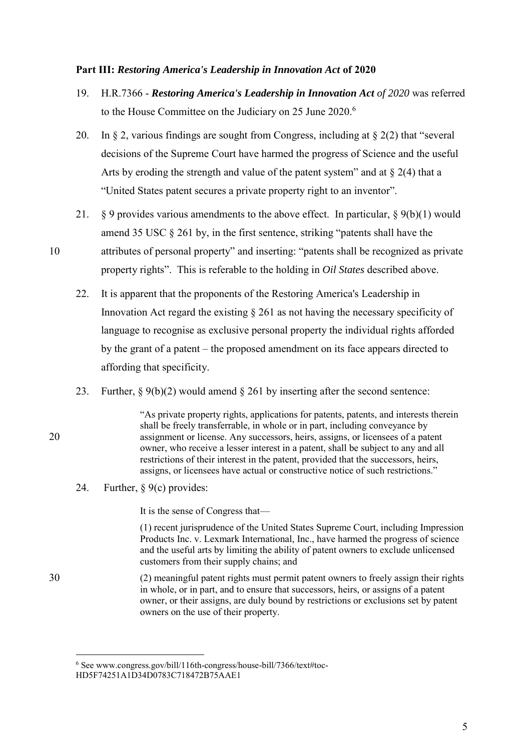**Part III: *Restoring America's Leadership in Innovation Act* of 2020**

19. H.R.7366 - ***Restoring America's Leadership in Innovation Act*** *of 2020* was referred to the House Committee on the Judiciary on 25 June 2020.[6]

20. In § 2, various findings are sought from Congress, including at § 2(2) that "several decisions of the Supreme Court have harmed the progress of Science and the useful Arts by eroding the strength and value of the patent system" and at § 2(4) that a "United States patent secures a private property right to an inventor".

21. § 9 provides various amendments to the above effect. In particular, § 9(b)(1) would amend 35 USC § 261 by, in the first sentence, striking "patents shall have the attributes of personal property" and inserting: "patents shall be recognized as private property rights". This is referable to the holding in *Oil States* described above.

22. It is apparent that the proponents of the Restoring America's Leadership in Innovation Act regard the existing § 261 as not having the necessary specificity of language to recognise as exclusive personal property the individual rights afforded by the grant of a patent – the proposed amendment on its face appears directed to affording that specificity.

23. Further, § 9(b)(2) would amend § 261 by inserting after the second sentence:

> "As private property rights, applications for patents, patents, and interests therein shall be freely transferrable, in whole or in part, including conveyance by assignment or license. Any successors, heirs, assigns, or licensees of a patent owner, who receive a lesser interest in a patent, shall be subject to any and all restrictions of their interest in the patent, provided that the successors, heirs, assigns, or licensees have actual or constructive notice of such restrictions."

24. Further, § 9(c) provides:

> It is the sense of Congress that—
>
> (1) recent jurisprudence of the United States Supreme Court, including Impression Products Inc. v. Lexmark International, Inc., have harmed the progress of science and the useful arts by limiting the ability of patent owners to exclude unlicensed customers from their supply chains; and
>
> (2) meaningful patent rights must permit patent owners to freely assign their rights in whole, or in part, and to ensure that successors, heirs, or assigns of a patent owner, or their assigns, are duly bound by restrictions or exclusions set by patent owners on the use of their property.

---

[6] See www.congress.gov/bill/116th-congress/house-bill/7366/text#toc-HD5F74251A1D34D0783C718472B75AAE1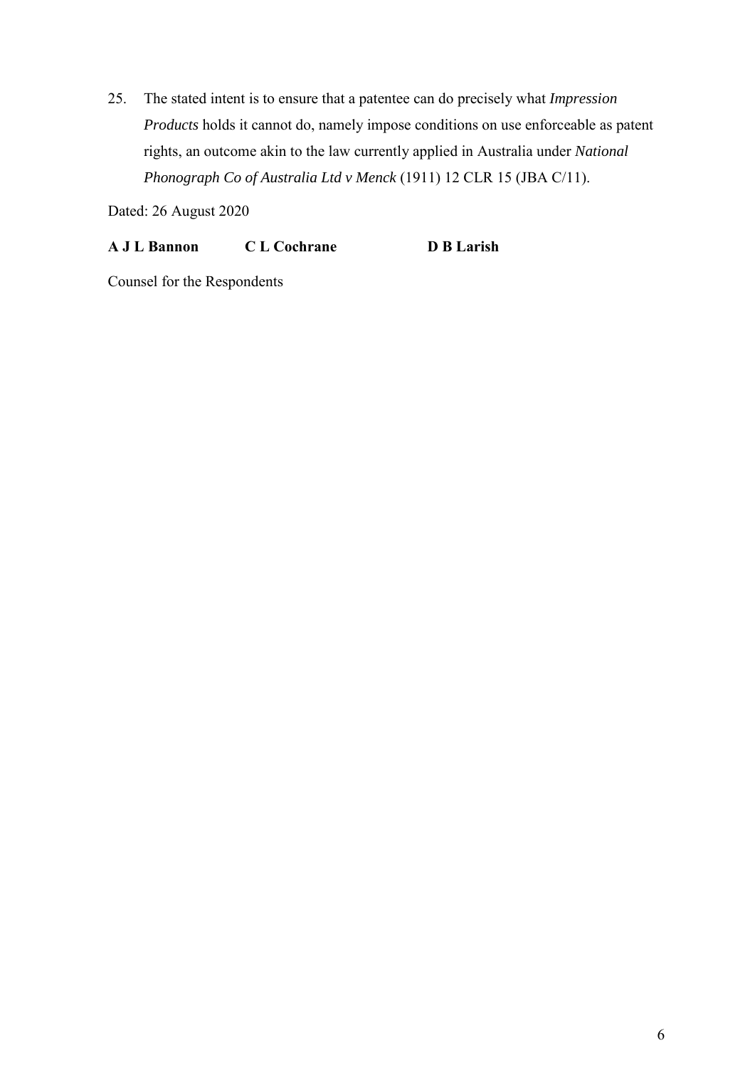25. The stated intent is to ensure that a patentee can do precisely what *Impression Products* holds it cannot do, namely impose conditions on use enforceable as patent rights, an outcome akin to the law currently applied in Australia under *National Phonograph Co of Australia Ltd v Menck* (1911) 12 CLR 15 (JBA C/11).

Dated: 26 August 2020

**A J L Bannon** **C L Cochrane** **D B Larish**

Counsel for the Respondents